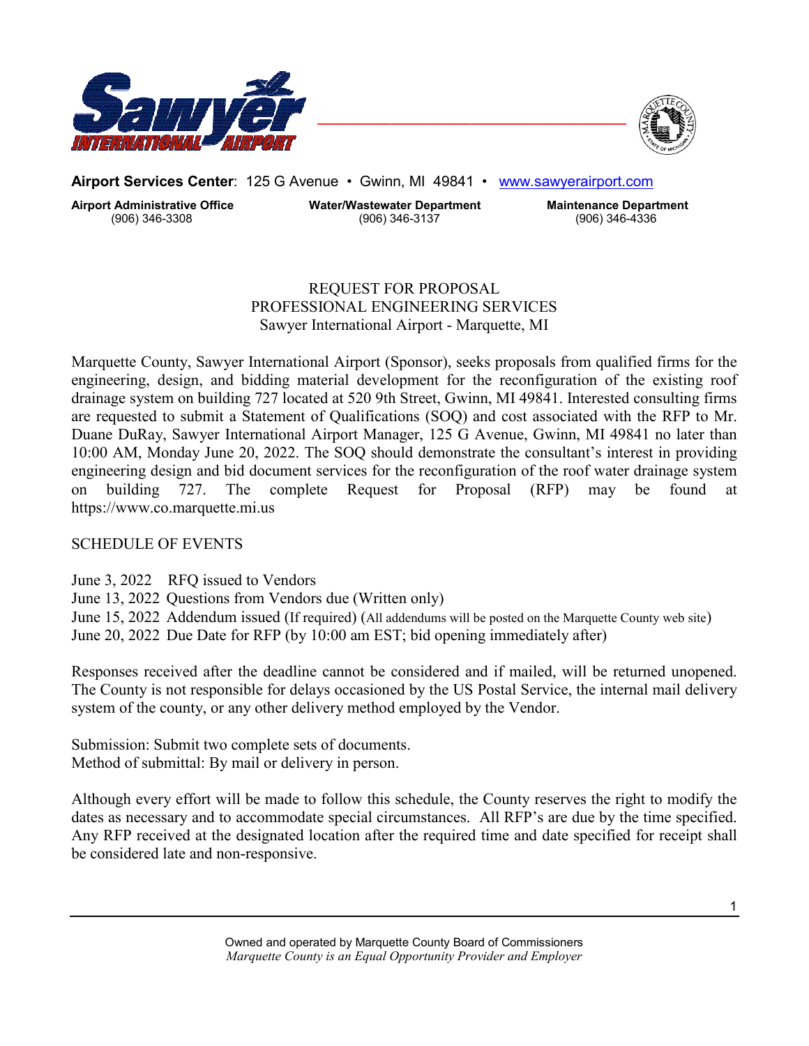**Airport Services Center**: 125 G Avenue • Gwinn, MI 49841 • www.sawyerairport.com

**Airport Administrative Office** (906) 346-3308
**Water/Wastewater Department** (906) 346-3137
**Maintenance Department** (906) 346-4336

# REQUEST FOR PROPOSAL
## PROFESSIONAL ENGINEERING SERVICES
### Sawyer International Airport - Marquette, MI

Marquette County, Sawyer International Airport (Sponsor), seeks proposals from qualified firms for the engineering, design, and bidding material development for the reconfiguration of the existing roof drainage system on building 727 located at 520 9th Street, Gwinn, MI 49841. Interested consulting firms are requested to submit a Statement of Qualifications (SOQ) and cost associated with the RFP to Mr. Duane DuRay, Sawyer International Airport Manager, 125 G Avenue, Gwinn, MI 49841 no later than 10:00 AM, Monday June 20, 2022. The SOQ should demonstrate the consultant's interest in providing engineering design and bid document services for the reconfiguration of the roof water drainage system on building 727. The complete Request for Proposal (RFP) may be found at https://www.co.marquette.mi.us

SCHEDULE OF EVENTS

June 3, 2022 RFQ issued to Vendors
June 13, 2022 Questions from Vendors due (Written only)
June 15, 2022 Addendum issued (If required) (All addendums will be posted on the Marquette County web site)
June 20, 2022 Due Date for RFP (by 10:00 am EST; bid opening immediately after)

Responses received after the deadline cannot be considered and if mailed, will be returned unopened. The County is not responsible for delays occasioned by the US Postal Service, the internal mail delivery system of the county, or any other delivery method employed by the Vendor.

Submission: Submit two complete sets of documents.
Method of submittal: By mail or delivery in person.

Although every effort will be made to follow this schedule, the County reserves the right to modify the dates as necessary and to accommodate special circumstances. All RFP's are due by the time specified. Any RFP received at the designated location after the required time and date specified for receipt shall be considered late and non-responsive.

Owned and operated by Marquette County Board of Commissioners
*Marquette County is an Equal Opportunity Provider and Employer*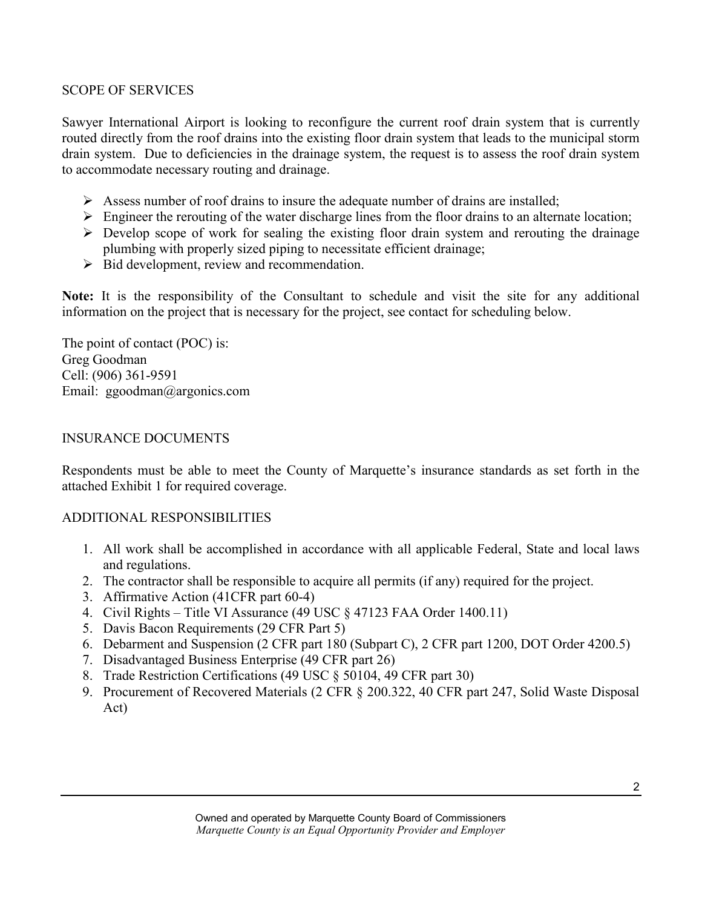## SCOPE OF SERVICES

Sawyer International Airport is looking to reconfigure the current roof drain system that is currently routed directly from the roof drains into the existing floor drain system that leads to the municipal storm drain system. Due to deficiencies in the drainage system, the request is to assess the roof drain system to accommodate necessary routing and drainage.

- Assess number of roof drains to insure the adequate number of drains are installed;
- Engineer the rerouting of the water discharge lines from the floor drains to an alternate location;
- Develop scope of work for sealing the existing floor drain system and rerouting the drainage plumbing with properly sized piping to necessitate efficient drainage;
- Bid development, review and recommendation.

**Note:** It is the responsibility of the Consultant to schedule and visit the site for any additional information on the project that is necessary for the project, see contact for scheduling below.

The point of contact (POC) is:
Greg Goodman
Cell: (906) 361-9591
Email: ggoodman@argonics.com

## INSURANCE DOCUMENTS

Respondents must be able to meet the County of Marquette's insurance standards as set forth in the attached Exhibit 1 for required coverage.

## ADDITIONAL RESPONSIBILITIES

1. All work shall be accomplished in accordance with all applicable Federal, State and local laws and regulations.
2. The contractor shall be responsible to acquire all permits (if any) required for the project.
3. Affirmative Action (41CFR part 60-4)
4. Civil Rights – Title VI Assurance (49 USC § 47123 FAA Order 1400.11)
5. Davis Bacon Requirements (29 CFR Part 5)
6. Debarment and Suspension (2 CFR part 180 (Subpart C), 2 CFR part 1200, DOT Order 4200.5)
7. Disadvantaged Business Enterprise (49 CFR part 26)
8. Trade Restriction Certifications (49 USC § 50104, 49 CFR part 30)
9. Procurement of Recovered Materials (2 CFR § 200.322, 40 CFR part 247, Solid Waste Disposal Act)

Owned and operated by Marquette County Board of Commissioners
*Marquette County is an Equal Opportunity Provider and Employer*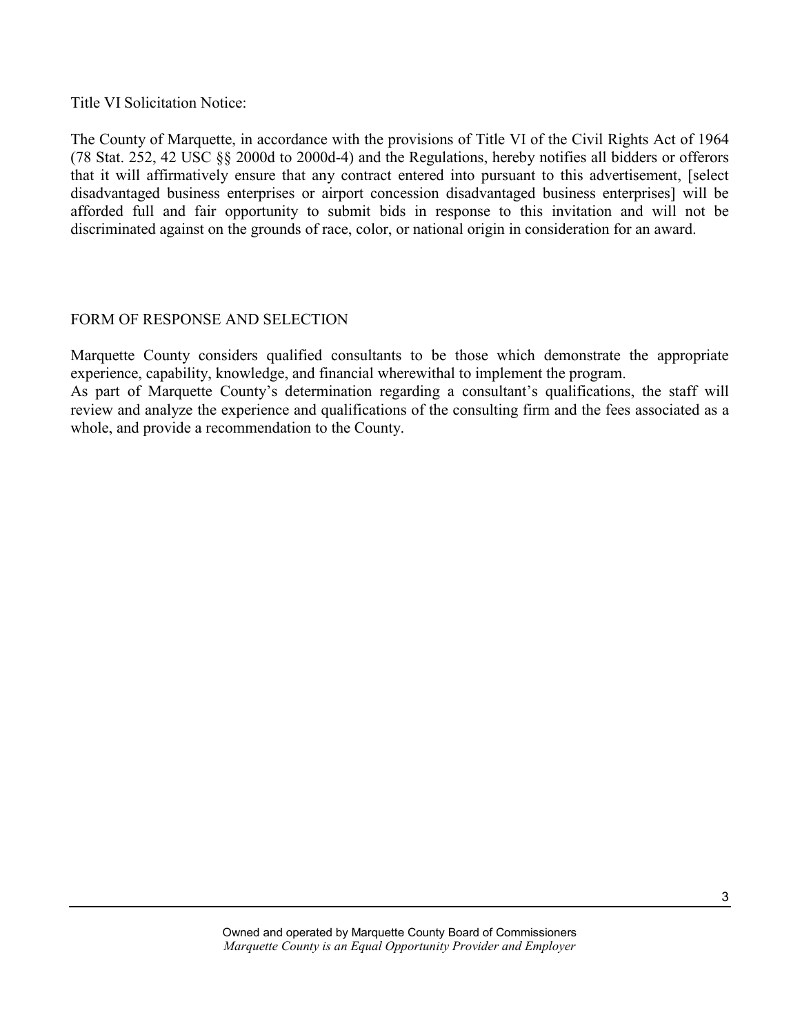Title VI Solicitation Notice:

The County of Marquette, in accordance with the provisions of Title VI of the Civil Rights Act of 1964 (78 Stat. 252, 42 USC §§ 2000d to 2000d-4) and the Regulations, hereby notifies all bidders or offerors that it will affirmatively ensure that any contract entered into pursuant to this advertisement, [select disadvantaged business enterprises or airport concession disadvantaged business enterprises] will be afforded full and fair opportunity to submit bids in response to this invitation and will not be discriminated against on the grounds of race, color, or national origin in consideration for an award.

FORM OF RESPONSE AND SELECTION

Marquette County considers qualified consultants to be those which demonstrate the appropriate experience, capability, knowledge, and financial wherewithal to implement the program.
As part of Marquette County's determination regarding a consultant's qualifications, the staff will review and analyze the experience and qualifications of the consulting firm and the fees associated as a whole, and provide a recommendation to the County.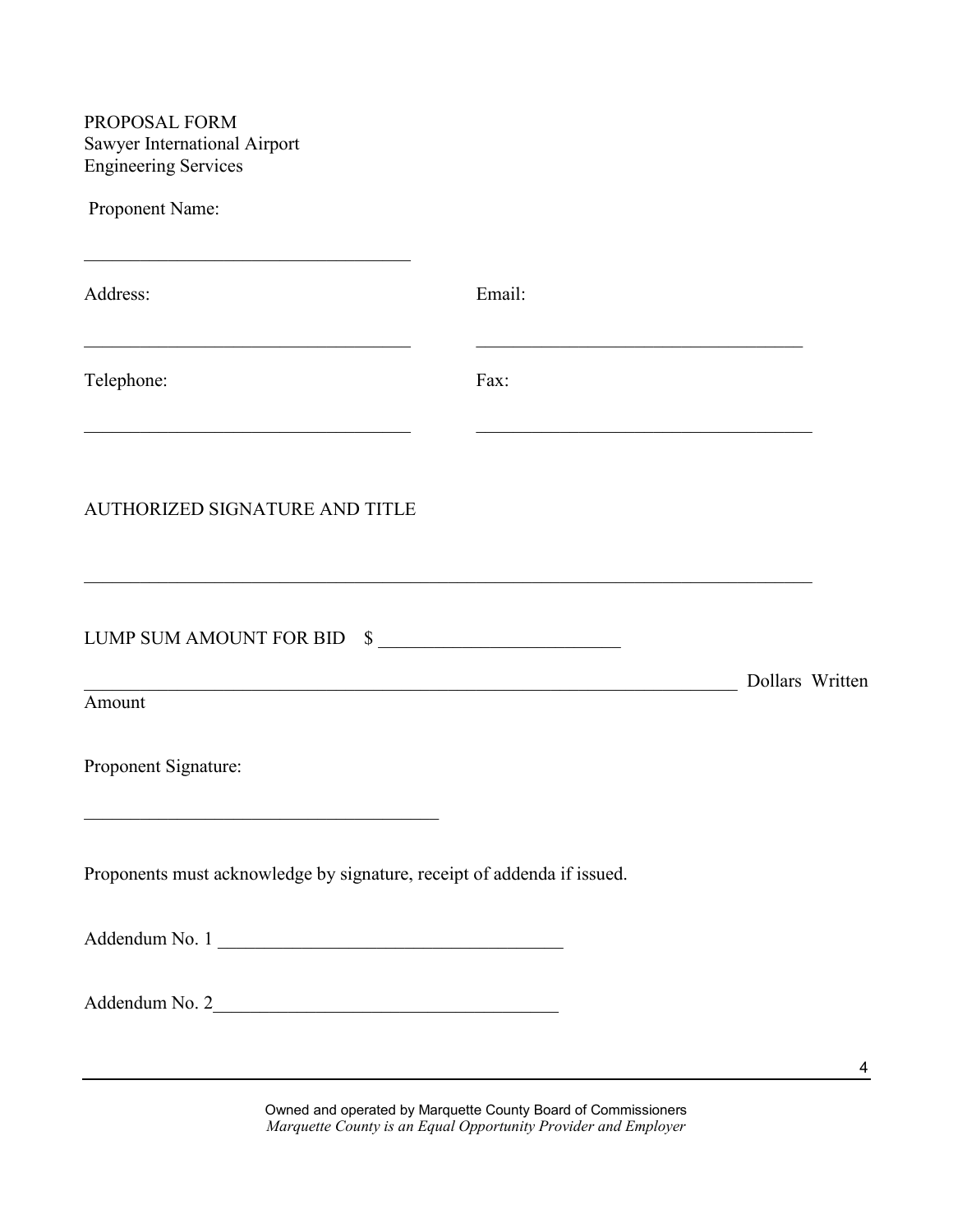PROPOSAL FORM
Sawyer International Airport
Engineering Services

Proponent Name:

\_\_\_\_\_\_\_\_\_\_\_\_\_\_\_\_\_\_\_\_\_\_\_\_\_\_\_\_\_\_\_\_\_\_\_

Address:

\_\_\_\_\_\_\_\_\_\_\_\_\_\_\_\_\_\_\_\_\_\_\_\_\_\_\_\_\_\_\_\_\_\_\_

Email:

\_\_\_\_\_\_\_\_\_\_\_\_\_\_\_\_\_\_\_\_\_\_\_\_\_\_\_\_\_\_\_\_\_\_\_

Telephone:

\_\_\_\_\_\_\_\_\_\_\_\_\_\_\_\_\_\_\_\_\_\_\_\_\_\_\_\_\_\_\_\_\_\_\_

Fax:

\_\_\_\_\_\_\_\_\_\_\_\_\_\_\_\_\_\_\_\_\_\_\_\_\_\_\_\_\_\_\_\_\_\_\_

AUTHORIZED SIGNATURE AND TITLE

\_\_\_\_\_\_\_\_\_\_\_\_\_\_\_\_\_\_\_\_\_\_\_\_\_\_\_\_\_\_\_\_\_\_\_\_\_\_\_\_\_\_\_\_\_\_\_\_\_\_\_\_\_\_\_\_\_\_\_\_\_\_\_\_\_\_\_\_\_\_

LUMP SUM AMOUNT FOR BID $ \_\_\_\_\_\_\_\_\_\_\_\_\_\_\_\_\_\_\_\_\_\_\_\_\_

\_\_\_\_\_\_\_\_\_\_\_\_\_\_\_\_\_\_\_\_\_\_\_\_\_\_\_\_\_\_\_\_\_\_\_\_\_\_\_\_\_\_\_\_\_\_\_\_\_\_\_\_\_\_\_\_\_\_\_\_\_\_\_\_ Dollars Written Amount

Proponent Signature:

\_\_\_\_\_\_\_\_\_\_\_\_\_\_\_\_\_\_\_\_\_\_\_\_\_\_\_\_\_\_\_\_\_\_\_\_\_\_

Proponents must acknowledge by signature, receipt of addenda if issued.

Addendum No. 1 \_\_\_\_\_\_\_\_\_\_\_\_\_\_\_\_\_\_\_\_\_\_\_\_\_\_\_\_\_\_\_\_\_\_\_\_

Addendum No. 2\_\_\_\_\_\_\_\_\_\_\_\_\_\_\_\_\_\_\_\_\_\_\_\_\_\_\_\_\_\_\_\_\_\_\_\_

Owned and operated by Marquette County Board of Commissioners
*Marquette County is an Equal Opportunity Provider and Employer*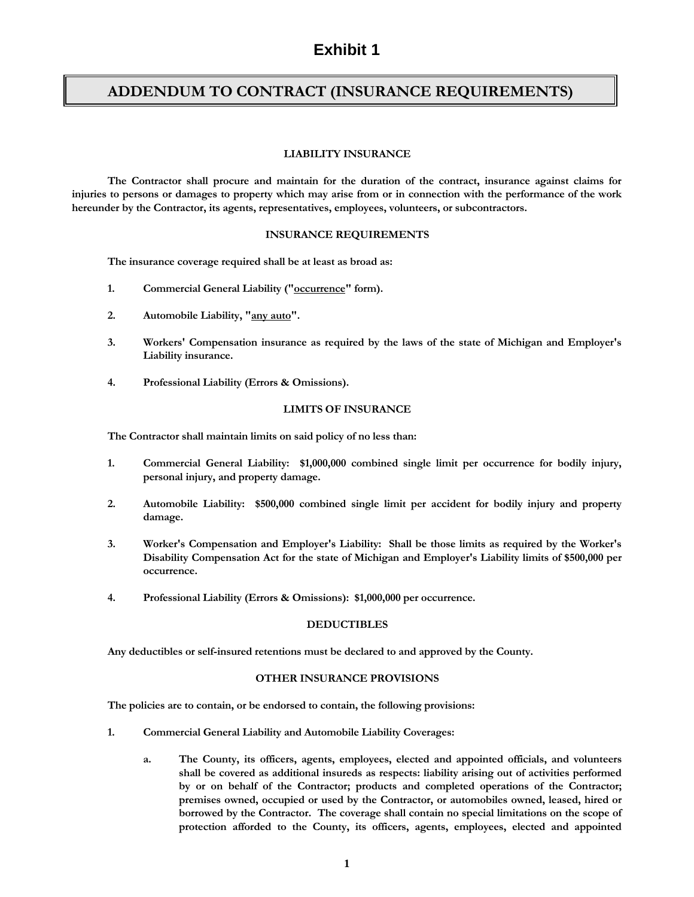# Exhibit 1

## ADDENDUM TO CONTRACT (INSURANCE REQUIREMENTS)

### LIABILITY INSURANCE

**The Contractor shall procure and maintain for the duration of the contract, insurance against claims for injuries to persons or damages to property which may arise from or in connection with the performance of the work hereunder by the Contractor, its agents, representatives, employees, volunteers, or subcontractors.**

### INSURANCE REQUIREMENTS

**The insurance coverage required shall be at least as broad as:**

1. **Commercial General Liability ("occurrence" form).**
2. **Automobile Liability, "any auto".**
3. **Workers' Compensation insurance as required by the laws of the state of Michigan and Employer's Liability insurance.**
4. **Professional Liability (Errors & Omissions).**

### LIMITS OF INSURANCE

**The Contractor shall maintain limits on said policy of no less than:**

1. **Commercial General Liability: $1,000,000 combined single limit per occurrence for bodily injury, personal injury, and property damage.**
2. **Automobile Liability: $500,000 combined single limit per accident for bodily injury and property damage.**
3. **Worker's Compensation and Employer's Liability: Shall be those limits as required by the Worker's Disability Compensation Act for the state of Michigan and Employer's Liability limits of $500,000 per occurrence.**
4. **Professional Liability (Errors & Omissions): $1,000,000 per occurrence.**

### DEDUCTIBLES

**Any deductibles or self-insured retentions must be declared to and approved by the County.**

### OTHER INSURANCE PROVISIONS

**The policies are to contain, or be endorsed to contain, the following provisions:**

1. **Commercial General Liability and Automobile Liability Coverages:**

   a. **The County, its officers, agents, employees, elected and appointed officials, and volunteers shall be covered as additional insureds as respects: liability arising out of activities performed by or on behalf of the Contractor; products and completed operations of the Contractor; premises owned, occupied or used by the Contractor, or automobiles owned, leased, hired or borrowed by the Contractor. The coverage shall contain no special limitations on the scope of protection afforded to the County, its officers, agents, employees, elected and appointed**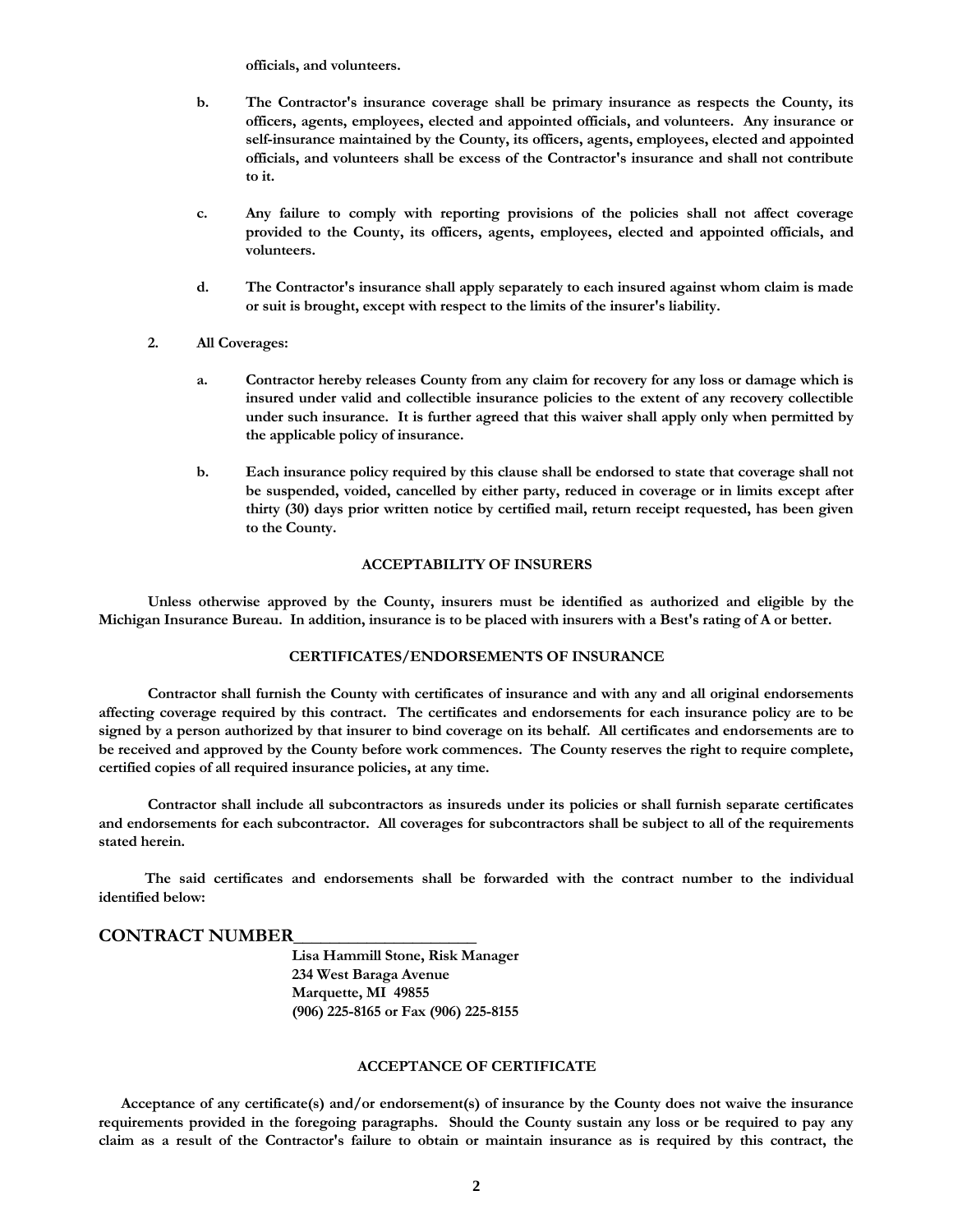**officials, and volunteers.**

**b. The Contractor's insurance coverage shall be primary insurance as respects the County, its officers, agents, employees, elected and appointed officials, and volunteers. Any insurance or self-insurance maintained by the County, its officers, agents, employees, elected and appointed officials, and volunteers shall be excess of the Contractor's insurance and shall not contribute to it.**

**c. Any failure to comply with reporting provisions of the policies shall not affect coverage provided to the County, its officers, agents, employees, elected and appointed officials, and volunteers.**

**d. The Contractor's insurance shall apply separately to each insured against whom claim is made or suit is brought, except with respect to the limits of the insurer's liability.**

**2. All Coverages:**

**a. Contractor hereby releases County from any claim for recovery for any loss or damage which is insured under valid and collectible insurance policies to the extent of any recovery collectible under such insurance. It is further agreed that this waiver shall apply only when permitted by the applicable policy of insurance.**

**b. Each insurance policy required by this clause shall be endorsed to state that coverage shall not be suspended, voided, cancelled by either party, reduced in coverage or in limits except after thirty (30) days prior written notice by certified mail, return receipt requested, has been given to the County.**

## ACCEPTABILITY OF INSURERS

**Unless otherwise approved by the County, insurers must be identified as authorized and eligible by the Michigan Insurance Bureau. In addition, insurance is to be placed with insurers with a Best's rating of A or better.**

## CERTIFICATES/ENDORSEMENTS OF INSURANCE

**Contractor shall furnish the County with certificates of insurance and with any and all original endorsements affecting coverage required by this contract. The certificates and endorsements for each insurance policy are to be signed by a person authorized by that insurer to bind coverage on its behalf. All certificates and endorsements are to be received and approved by the County before work commences. The County reserves the right to require complete, certified copies of all required insurance policies, at any time.**

**Contractor shall include all subcontractors as insureds under its policies or shall furnish separate certificates and endorsements for each subcontractor. All coverages for subcontractors shall be subject to all of the requirements stated herein.**

**The said certificates and endorsements shall be forwarded with the contract number to the individual identified below:**

**CONTRACT NUMBER______________________**

**Lisa Hammill Stone, Risk Manager**
**234 West Baraga Avenue**
**Marquette, MI 49855**
**(906) 225-8165 or Fax (906) 225-8155**

## ACCEPTANCE OF CERTIFICATE

**Acceptance of any certificate(s) and/or endorsement(s) of insurance by the County does not waive the insurance requirements provided in the foregoing paragraphs. Should the County sustain any loss or be required to pay any claim as a result of the Contractor's failure to obtain or maintain insurance as is required by this contract, the**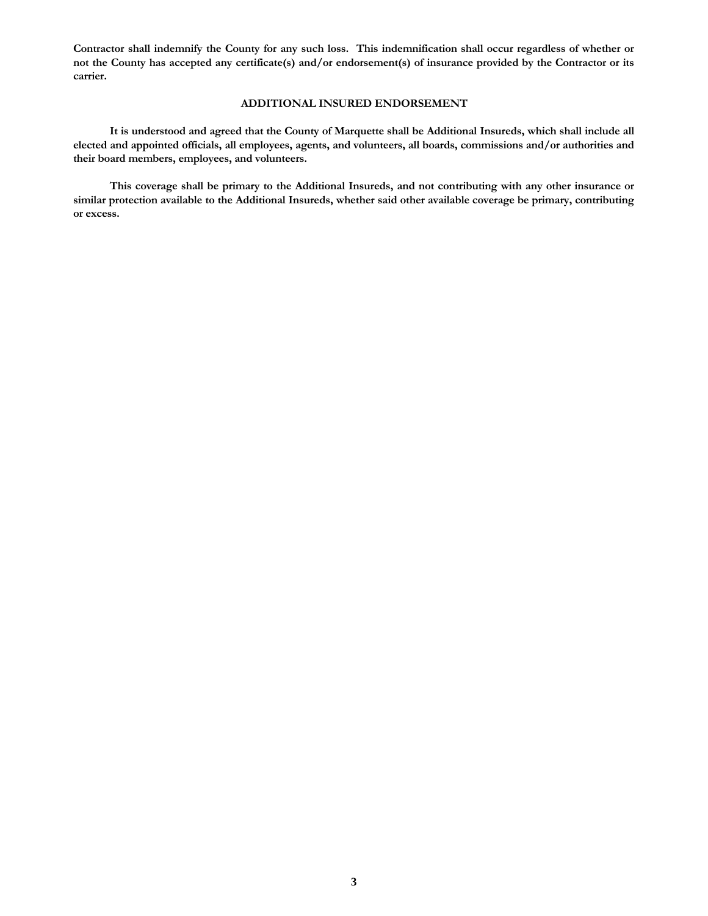**Contractor shall indemnify the County for any such loss. This indemnification shall occur regardless of whether or not the County has accepted any certificate(s) and/or endorsement(s) of insurance provided by the Contractor or its carrier.**

## ADDITIONAL INSURED ENDORSEMENT

**It is understood and agreed that the County of Marquette shall be Additional Insureds, which shall include all elected and appointed officials, all employees, agents, and volunteers, all boards, commissions and/or authorities and their board members, employees, and volunteers.**

**This coverage shall be primary to the Additional Insureds, and not contributing with any other insurance or similar protection available to the Additional Insureds, whether said other available coverage be primary, contributing or excess.**